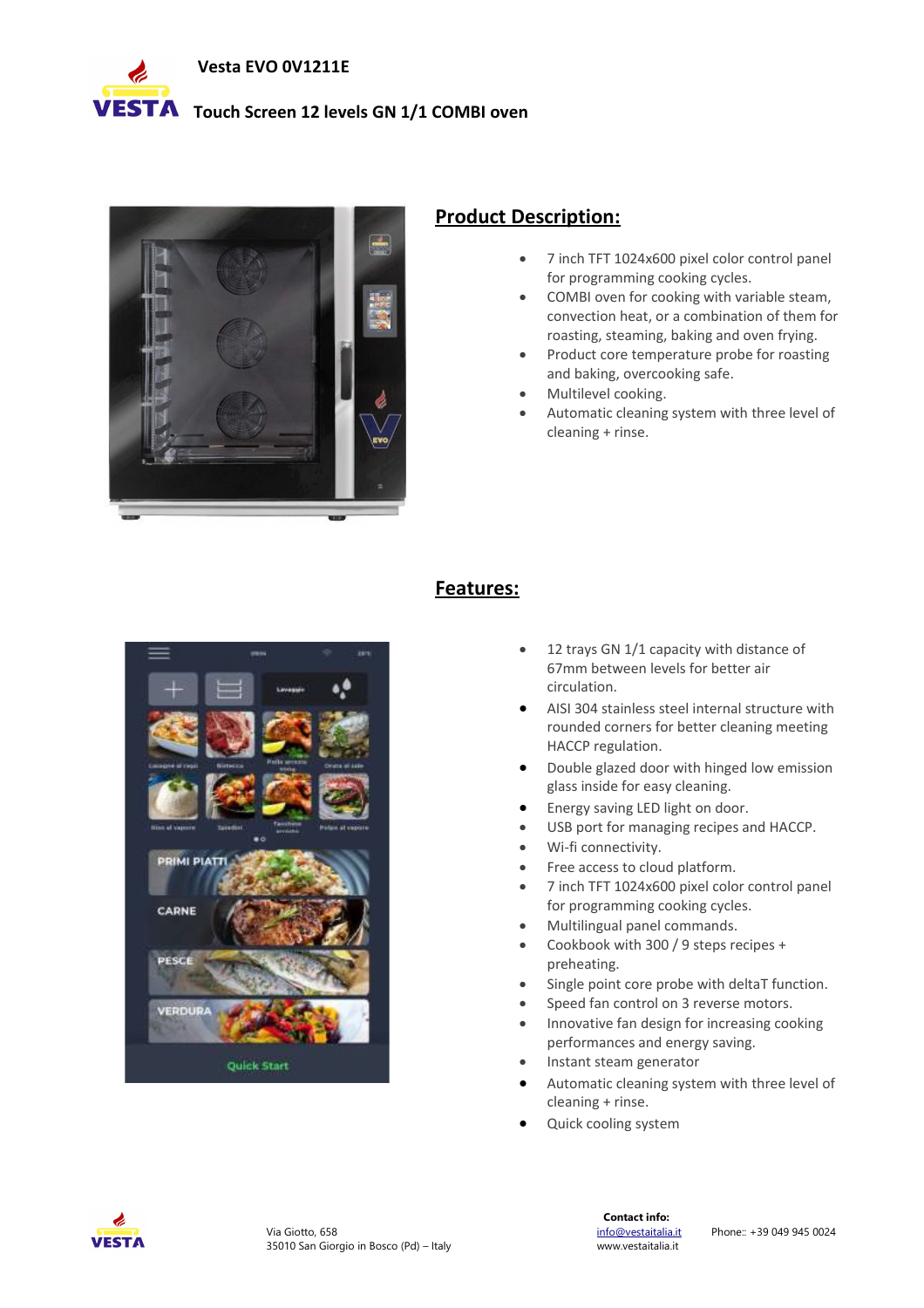# Vesta EVO 0V1211E

## Touch Screen 12 levels GN 1/1 COMBI oven

## Product Description:

- 7 inch TFT 1024x600 pixel color control panel for programming cooking cycles.
- COMBI oven for cooking with variable steam, convection heat, or a combination of them for roasting, steaming, baking and oven frying.
- Product core temperature probe for roasting and baking, overcooking safe.
- Multilevel cooking.
- Automatic cleaning system with three level of cleaning + rinse.

## Features:

- 12 trays GN 1/1 capacity with distance of 67mm between levels for better air circulation.
- AISI 304 stainless steel internal structure with rounded corners for better cleaning meeting HACCP regulation.
- Double glazed door with hinged low emission glass inside for easy cleaning.
- Energy saving LED light on door.
- USB port for managing recipes and HACCP.
- Wi-fi connectivity.
- Free access to cloud platform.
- 7 inch TFT 1024x600 pixel color control panel for programming cooking cycles.
- Multilingual panel commands.
- Cookbook with 300 / 9 steps recipes + preheating.
- Single point core probe with deltaT function.
- Speed fan control on 3 reverse motors.
- Innovative fan design for increasing cooking performances and energy saving.
- Instant steam generator
- Automatic cleaning system with three level of cleaning + rinse.
- Quick cooling system

Via Giotto, 658
35010 San Giorgio in Bosco (Pd) – Italy

**Contact info:**
info@vestaitalia.it
www.vestaitalia.it

Phone:: +39 049 945 0024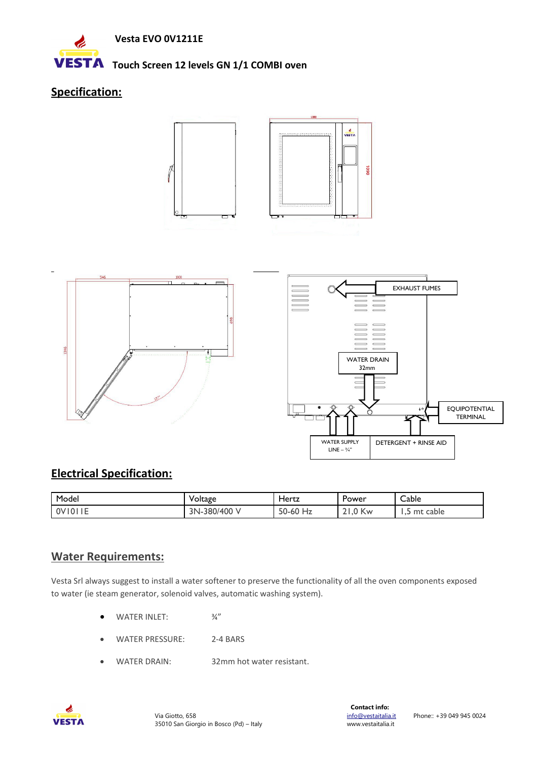**Vesta EVO 0V1211E**

**Touch Screen 12 levels GN 1/1 COMBI oven**

## Specification:

EXHAUST FUMES

WATER DRAIN
32mm

EQUIPOTENTIAL TERMINAL

WATER SUPPLY LINE – ¾"

DETERGENT + RINSE AID

## Electrical Specification:

| Model | Voltage | Hertz | Power | Cable |
|---|---|---|---|---|
| 0V1011E | 3N-380/400 V | 50-60 Hz | 21,0 Kw | 1,5 mt cable |

## Water Requirements:

Vesta Srl always suggest to install a water softener to preserve the functionality of all the oven components exposed to water (ie steam generator, solenoid valves, automatic washing system).

- WATER INLET: ¾"
- WATER PRESSURE: 2-4 BARS
- WATER DRAIN: 32mm hot water resistant.

Via Giotto, 658
35010 San Giorgio in Bosco (Pd) – Italy

**Contact info:**
info@vestaitalia.it
www.vestaitalia.it

Phone:: +39 049 945 0024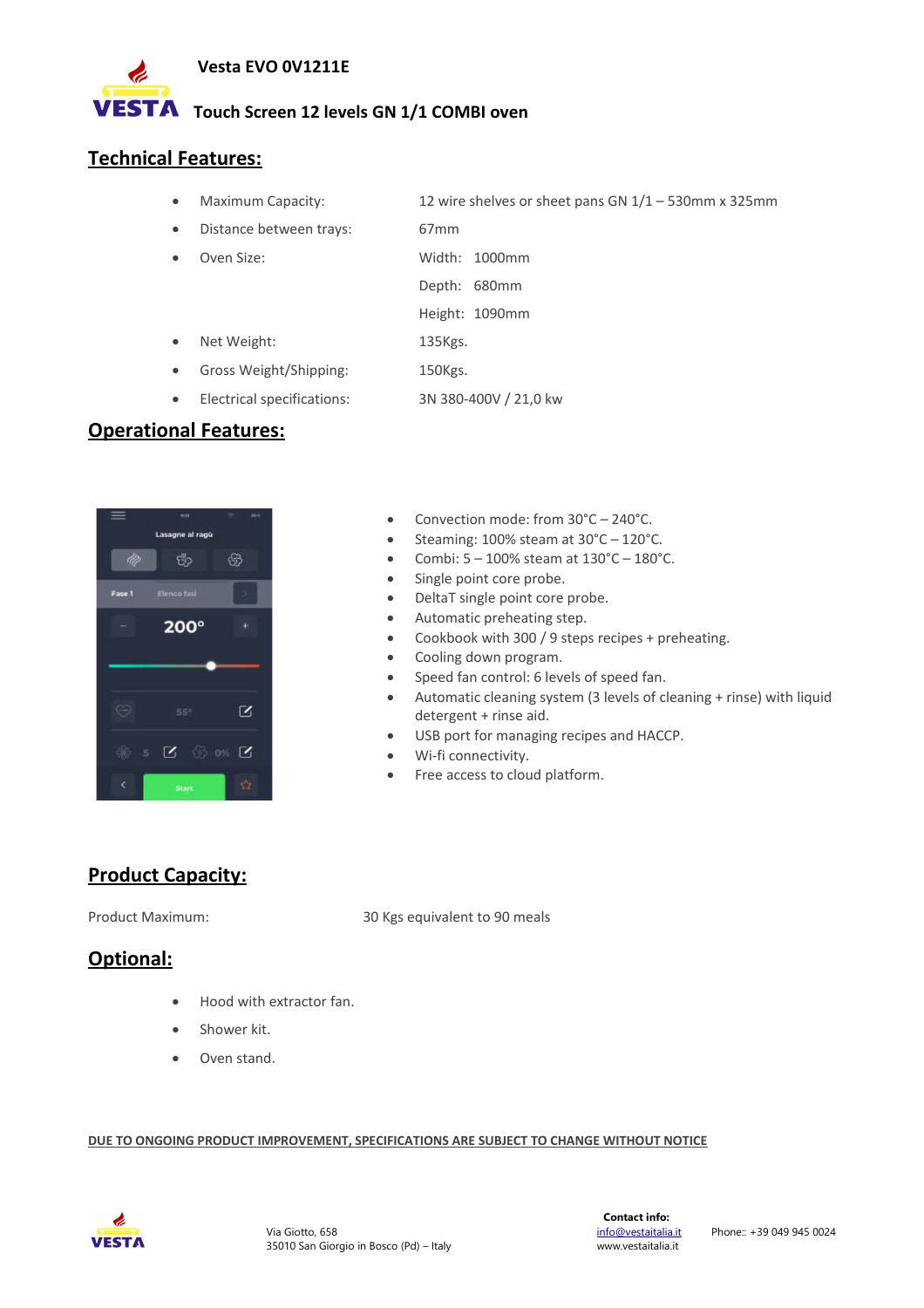# Vesta EVO 0V1211E

## Touch Screen 12 levels GN 1/1 COMBI oven

## Technical Features:

- Maximum Capacity: 12 wire shelves or sheet pans GN 1/1 – 530mm x 325mm
- Distance between trays: 67mm
- Oven Size: Width: 1000mm
  Depth: 680mm
  Height: 1090mm
- Net Weight: 135Kgs.
- Gross Weight/Shipping: 150Kgs.
- Electrical specifications: 3N 380-400V / 21,0 kw

## Operational Features:

- Convection mode: from 30°C – 240°C.
- Steaming: 100% steam at 30°C – 120°C.
- Combi: 5 – 100% steam at 130°C – 180°C.
- Single point core probe.
- DeltaT single point core probe.
- Automatic preheating step.
- Cookbook with 300 / 9 steps recipes + preheating.
- Cooling down program.
- Speed fan control: 6 levels of speed fan.
- Automatic cleaning system (3 levels of cleaning + rinse) with liquid detergent + rinse aid.
- USB port for managing recipes and HACCP.
- Wi-fi connectivity.
- Free access to cloud platform.

## Product Capacity:

Product Maximum: 30 Kgs equivalent to 90 meals

## Optional:

- Hood with extractor fan.
- Shower kit.
- Oven stand.

DUE TO ONGOING PRODUCT IMPROVEMENT, SPECIFICATIONS ARE SUBJECT TO CHANGE WITHOUT NOTICE

Via Giotto, 658
35010 San Giorgio in Bosco (Pd) – Italy

**Contact info:**
info@vestaitalia.it
www.vestaitalia.it

Phone:: +39 049 945 0024